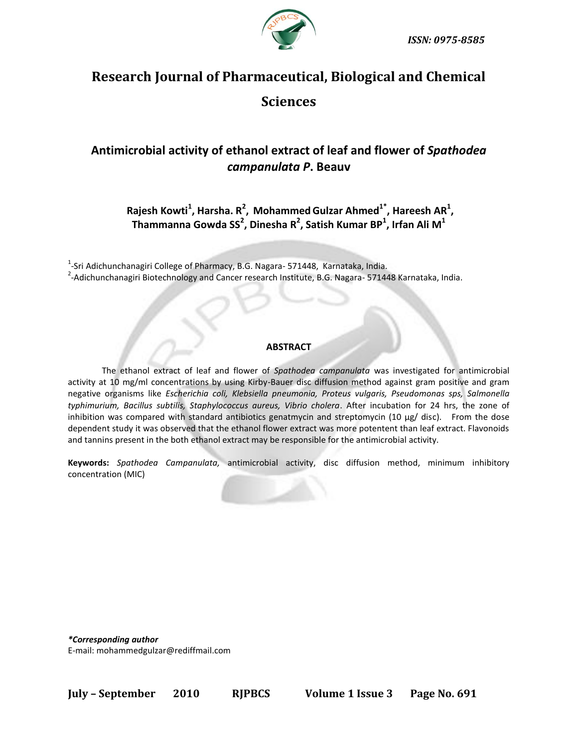ISSN: 0975-8585

# Research Journal of Pharmaceutical, Biological and Chemical Sciences

## Antimicrobial activity of ethanol extract of leaf and flower of *Spathodea campanulata P*. Beauv

**Rajesh Kowti[1], Harsha. R[2], Mohammed Gulzar Ahmed[1*], Hareesh AR[1], Thammanna Gowda SS[2], Dinesha R[2], Satish Kumar BP[1], Irfan Ali M[1]**

[1]-Sri Adichunchanagiri College of Pharmacy, B.G. Nagara- 571448, Karnataka, India.
[2]-Adichunchanagiri Biotechnology and Cancer research Institute, B.G. Nagara- 571448 Karnataka, India.

### ABSTRACT

The ethanol extract of leaf and flower of *Spathodea campanulata* was investigated for antimicrobial activity at 10 mg/ml concentrations by using Kirby-Bauer disc diffusion method against gram positive and gram negative organisms like *Escherichia coli, Klebsiella pneumonia, Proteus vulgaris, Pseudomonas sps, Salmonella typhimurium, Bacillus subtilis, Staphylococcus aureus, Vibrio cholera*. After incubation for 24 hrs, the zone of inhibition was compared with standard antibiotics genatmycin and streptomycin (10 µg/ disc). From the dose dependent study it was observed that the ethanol flower extract was more potentent than leaf extract. Flavonoids and tannins present in the both ethanol extract may be responsible for the antimicrobial activity.

**Keywords:** *Spathodea Campanulata,* antimicrobial activity, disc diffusion method, minimum inhibitory concentration (MIC)

***Corresponding author**
E-mail: mohammedgulzar@rediffmail.com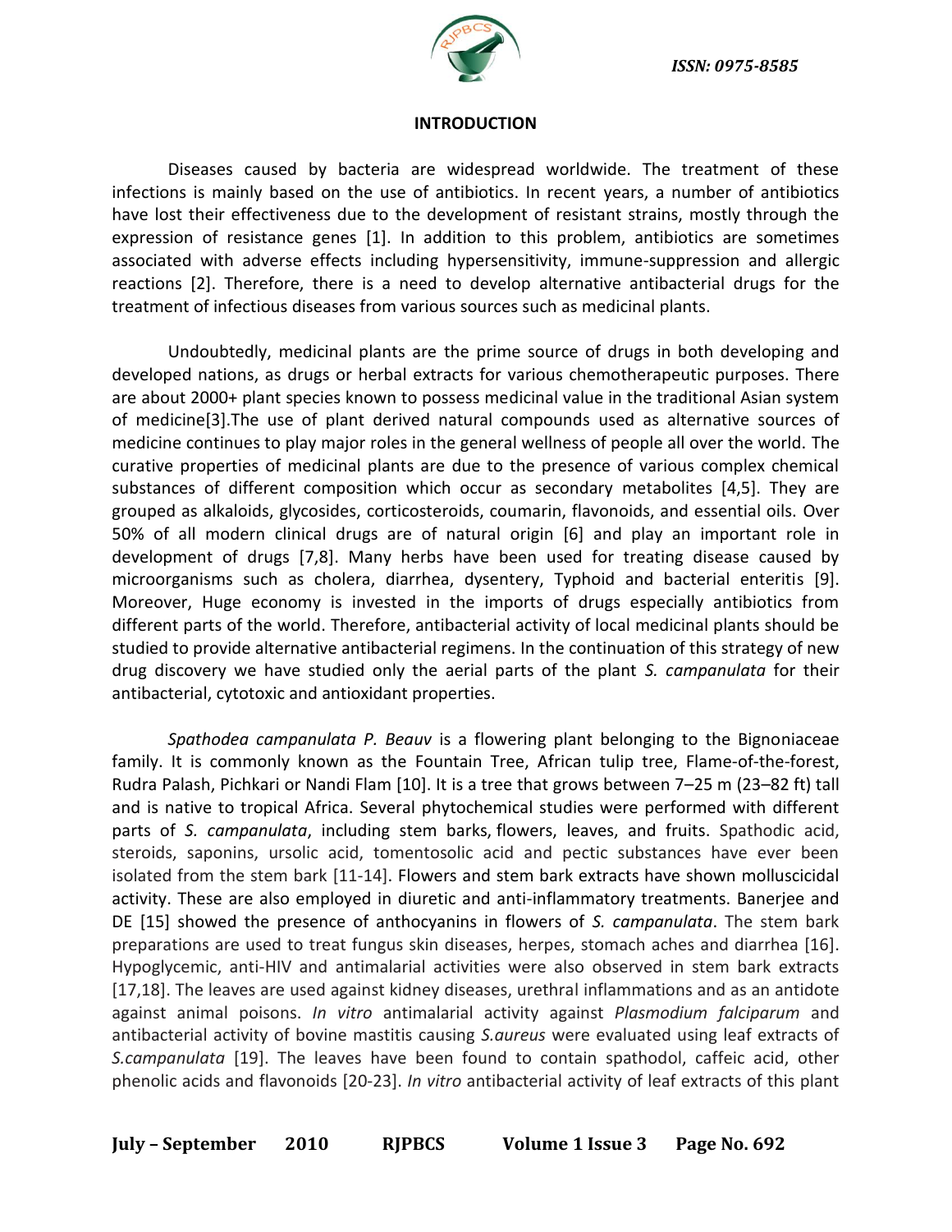## INTRODUCTION

Diseases caused by bacteria are widespread worldwide. The treatment of these infections is mainly based on the use of antibiotics. In recent years, a number of antibiotics have lost their effectiveness due to the development of resistant strains, mostly through the expression of resistance genes [1]. In addition to this problem, antibiotics are sometimes associated with adverse effects including hypersensitivity, immune-suppression and allergic reactions [2]. Therefore, there is a need to develop alternative antibacterial drugs for the treatment of infectious diseases from various sources such as medicinal plants.

Undoubtedly, medicinal plants are the prime source of drugs in both developing and developed nations, as drugs or herbal extracts for various chemotherapeutic purposes. There are about 2000+ plant species known to possess medicinal value in the traditional Asian system of medicine[3].The use of plant derived natural compounds used as alternative sources of medicine continues to play major roles in the general wellness of people all over the world. The curative properties of medicinal plants are due to the presence of various complex chemical substances of different composition which occur as secondary metabolites [4,5]. They are grouped as alkaloids, glycosides, corticosteroids, coumarin, flavonoids, and essential oils. Over 50% of all modern clinical drugs are of natural origin [6] and play an important role in development of drugs [7,8]. Many herbs have been used for treating disease caused by microorganisms such as cholera, diarrhea, dysentery, Typhoid and bacterial enteritis [9]. Moreover, Huge economy is invested in the imports of drugs especially antibiotics from different parts of the world. Therefore, antibacterial activity of local medicinal plants should be studied to provide alternative antibacterial regimens. In the continuation of this strategy of new drug discovery we have studied only the aerial parts of the plant *S. campanulata* for their antibacterial, cytotoxic and antioxidant properties.

*Spathodea campanulata P. Beauv* is a flowering plant belonging to the Bignoniaceae family. It is commonly known as the Fountain Tree, African tulip tree, Flame-of-the-forest, Rudra Palash, Pichkari or Nandi Flam [10]. It is a tree that grows between 7–25 m (23–82 ft) tall and is native to tropical Africa. Several phytochemical studies were performed with different parts of *S. campanulata*, including stem barks, flowers, leaves, and fruits. Spathodic acid, steroids, saponins, ursolic acid, tomentosolic acid and pectic substances have ever been isolated from the stem bark [11-14]. Flowers and stem bark extracts have shown molluscicidal activity. These are also employed in diuretic and anti-inflammatory treatments. Banerjee and DE [15] showed the presence of anthocyanins in flowers of *S. campanulata*. The stem bark preparations are used to treat fungus skin diseases, herpes, stomach aches and diarrhea [16]. Hypoglycemic, anti-HIV and antimalarial activities were also observed in stem bark extracts [17,18]. The leaves are used against kidney diseases, urethral inflammations and as an antidote against animal poisons. *In vitro* antimalarial activity against *Plasmodium falciparum* and antibacterial activity of bovine mastitis causing *S.aureus* were evaluated using leaf extracts of *S.campanulata* [19]. The leaves have been found to contain spathodol, caffeic acid, other phenolic acids and flavonoids [20-23]. *In vitro* antibacterial activity of leaf extracts of this plant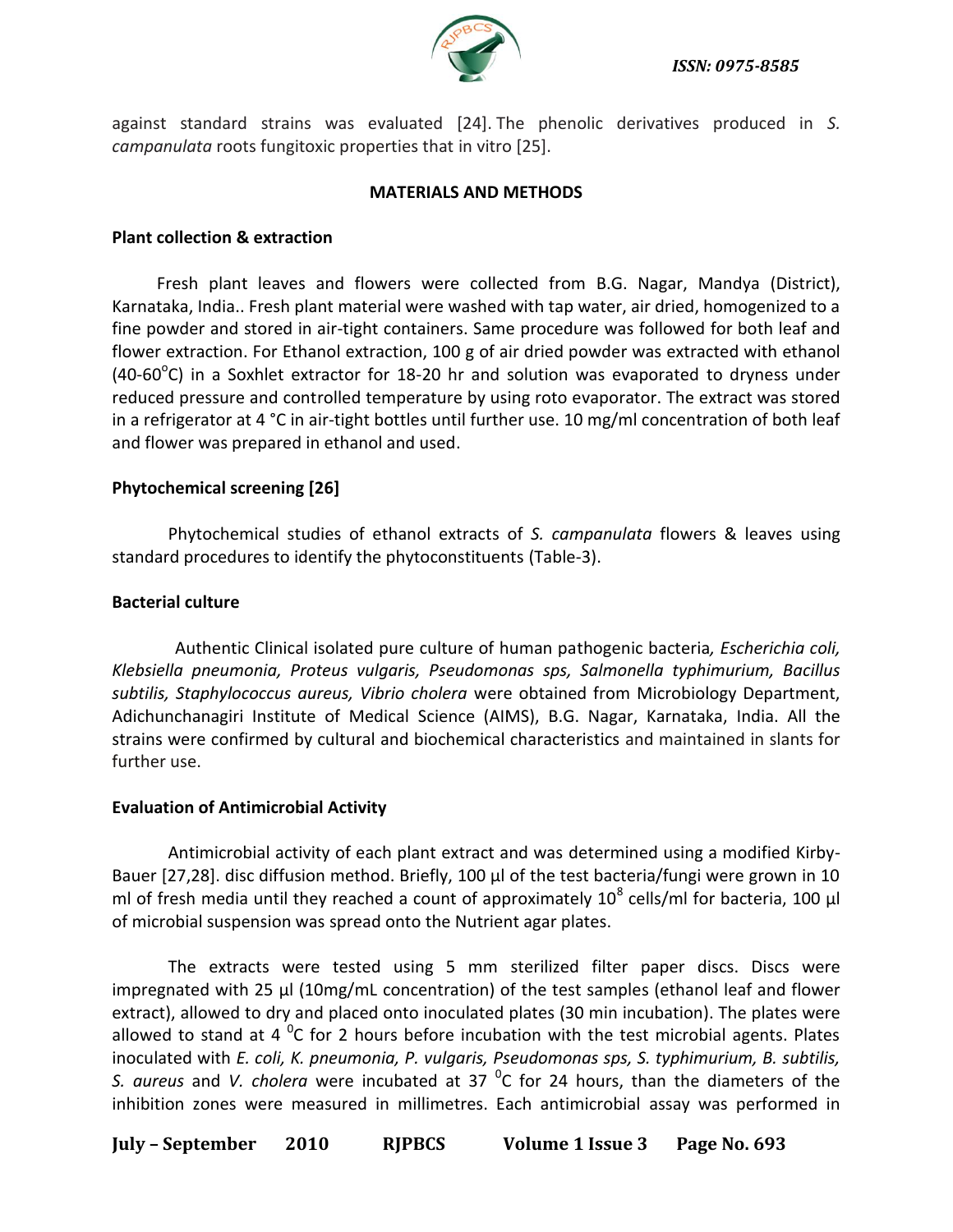against standard strains was evaluated [24]. The phenolic derivatives produced in *S. campanulata* roots fungitoxic properties that in vitro [25].

## MATERIALS AND METHODS

### Plant collection & extraction

Fresh plant leaves and flowers were collected from B.G. Nagar, Mandya (District), Karnataka, India.. Fresh plant material were washed with tap water, air dried, homogenized to a fine powder and stored in air-tight containers. Same procedure was followed for both leaf and flower extraction. For Ethanol extraction, 100 g of air dried powder was extracted with ethanol (40-60$^{o}$C) in a Soxhlet extractor for 18-20 hr and solution was evaporated to dryness under reduced pressure and controlled temperature by using roto evaporator. The extract was stored in a refrigerator at 4 °C in air-tight bottles until further use. 10 mg/ml concentration of both leaf and flower was prepared in ethanol and used.

### Phytochemical screening [26]

Phytochemical studies of ethanol extracts of *S. campanulata* flowers & leaves using standard procedures to identify the phytoconstituents (Table-3).

### Bacterial culture

Authentic Clinical isolated pure culture of human pathogenic bacteria*, Escherichia coli, Klebsiella pneumonia, Proteus vulgaris, Pseudomonas sps, Salmonella typhimurium, Bacillus subtilis, Staphylococcus aureus, Vibrio cholera* were obtained from Microbiology Department, Adichunchanagiri Institute of Medical Science (AIMS), B.G. Nagar, Karnataka, India. All the strains were confirmed by cultural and biochemical characteristics and maintained in slants for further use.

### Evaluation of Antimicrobial Activity

Antimicrobial activity of each plant extract and was determined using a modified Kirby-Bauer [27,28]. disc diffusion method. Briefly, 100 µl of the test bacteria/fungi were grown in 10 ml of fresh media until they reached a count of approximately $10^{8}$ cells/ml for bacteria, 100 µl of microbial suspension was spread onto the Nutrient agar plates.

The extracts were tested using 5 mm sterilized filter paper discs. Discs were impregnated with 25 µl (10mg/mL concentration) of the test samples (ethanol leaf and flower extract), allowed to dry and placed onto inoculated plates (30 min incubation). The plates were allowed to stand at 4 $^{0}$C for 2 hours before incubation with the test microbial agents. Plates inoculated with *E. coli, K. pneumonia, P. vulgaris, Pseudomonas sps, S. typhimurium, B. subtilis, S. aureus* and *V. cholera* were incubated at 37 $^{0}$C for 24 hours, than the diameters of the inhibition zones were measured in millimetres. Each antimicrobial assay was performed in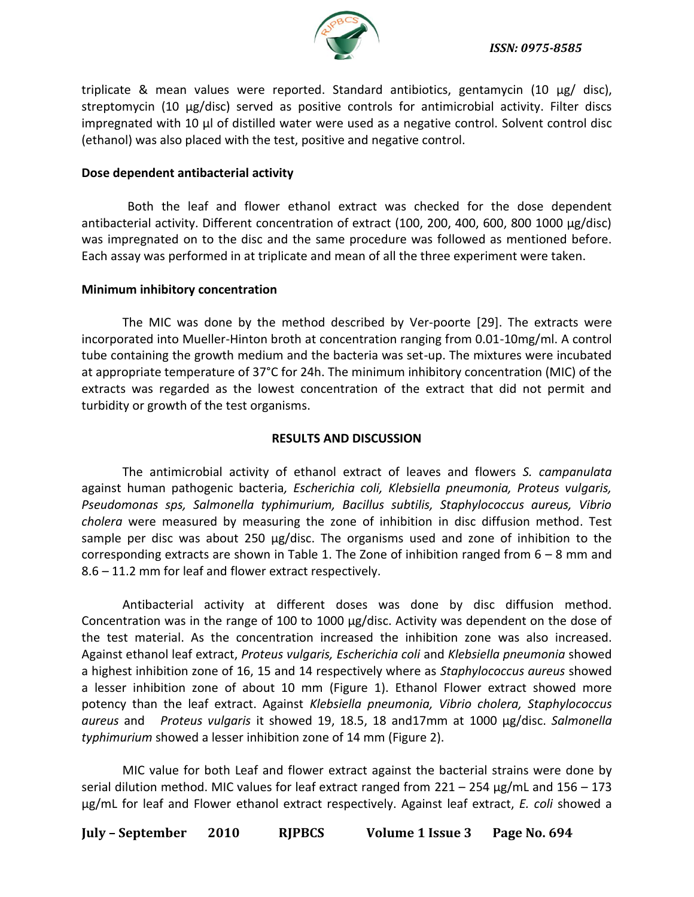triplicate & mean values were reported. Standard antibiotics, gentamycin (10 µg/ disc), streptomycin (10 µg/disc) served as positive controls for antimicrobial activity. Filter discs impregnated with 10 µl of distilled water were used as a negative control. Solvent control disc (ethanol) was also placed with the test, positive and negative control.

**Dose dependent antibacterial activity**

Both the leaf and flower ethanol extract was checked for the dose dependent antibacterial activity. Different concentration of extract (100, 200, 400, 600, 800 1000 µg/disc) was impregnated on to the disc and the same procedure was followed as mentioned before. Each assay was performed in at triplicate and mean of all the three experiment were taken.

**Minimum inhibitory concentration**

The MIC was done by the method described by Ver-poorte [29]. The extracts were incorporated into Mueller-Hinton broth at concentration ranging from 0.01-10mg/ml. A control tube containing the growth medium and the bacteria was set-up. The mixtures were incubated at appropriate temperature of 37°C for 24h. The minimum inhibitory concentration (MIC) of the extracts was regarded as the lowest concentration of the extract that did not permit and turbidity or growth of the test organisms.

**RESULTS AND DISCUSSION**

The antimicrobial activity of ethanol extract of leaves and flowers *S. campanulata* against human pathogenic bacteria*, Escherichia coli, Klebsiella pneumonia, Proteus vulgaris, Pseudomonas sps, Salmonella typhimurium, Bacillus subtilis, Staphylococcus aureus, Vibrio cholera* were measured by measuring the zone of inhibition in disc diffusion method. Test sample per disc was about 250 µg/disc. The organisms used and zone of inhibition to the corresponding extracts are shown in Table 1. The Zone of inhibition ranged from 6 – 8 mm and 8.6 – 11.2 mm for leaf and flower extract respectively.

Antibacterial activity at different doses was done by disc diffusion method. Concentration was in the range of 100 to 1000 µg/disc. Activity was dependent on the dose of the test material. As the concentration increased the inhibition zone was also increased. Against ethanol leaf extract, *Proteus vulgaris, Escherichia coli* and *Klebsiella pneumonia* showed a highest inhibition zone of 16, 15 and 14 respectively where as *Staphylococcus aureus* showed a lesser inhibition zone of about 10 mm (Figure 1). Ethanol Flower extract showed more potency than the leaf extract. Against *Klebsiella pneumonia, Vibrio cholera, Staphylococcus aureus* and *Proteus vulgaris* it showed 19, 18.5, 18 and17mm at 1000 µg/disc. *Salmonella typhimurium* showed a lesser inhibition zone of 14 mm (Figure 2).

MIC value for both Leaf and flower extract against the bacterial strains were done by serial dilution method. MIC values for leaf extract ranged from 221 – 254 µg/mL and 156 – 173 µg/mL for leaf and Flower ethanol extract respectively. Against leaf extract, *E. coli* showed a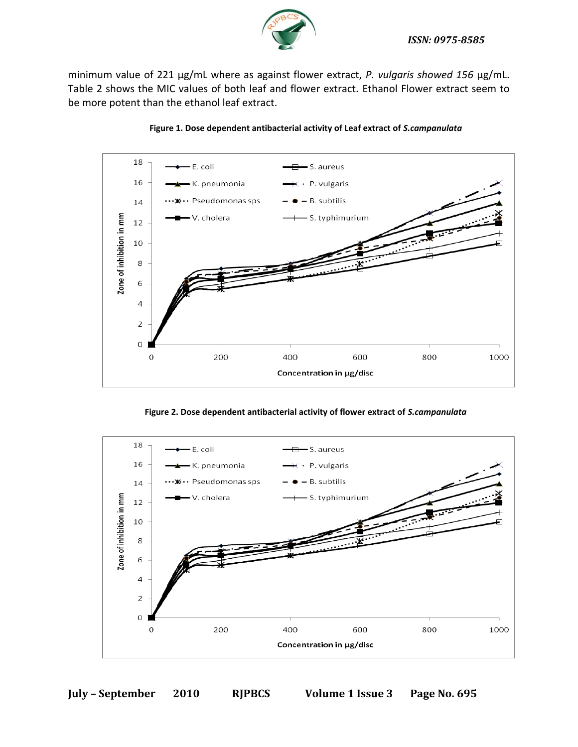minimum value of 221 µg/mL where as against flower extract, *P. vulgaris showed 156* µg/mL. Table 2 shows the MIC values of both leaf and flower extract. Ethanol Flower extract seem to be more potent than the ethanol leaf extract.

**Figure 1. Dose dependent antibacterial activity of Leaf extract of *S.campanulata***

Zone of inhibition in mm
18
16
14
12
10
8
6
4
2
0
0 200 400 600 800 1000
Concentration in µg/disc
E. coli
S. aureus
K. pneumonia
P. vulgaris
Pseudomonas sps
B. subtilis
V. cholera
S. typhimurium

**Figure 2. Dose dependent antibacterial activity of flower extract of *S.campanulata***

Zone of inhibition in mm
18
16
14
12
10
8
6
4
2
0
0 200 400 600 800 1000
Concentration in µg/disc
E. coli
S. aureus
K. pneumonia
P. vulgaris
Pseudomonas sps
B. subtilis
V. cholera
S. typhimurium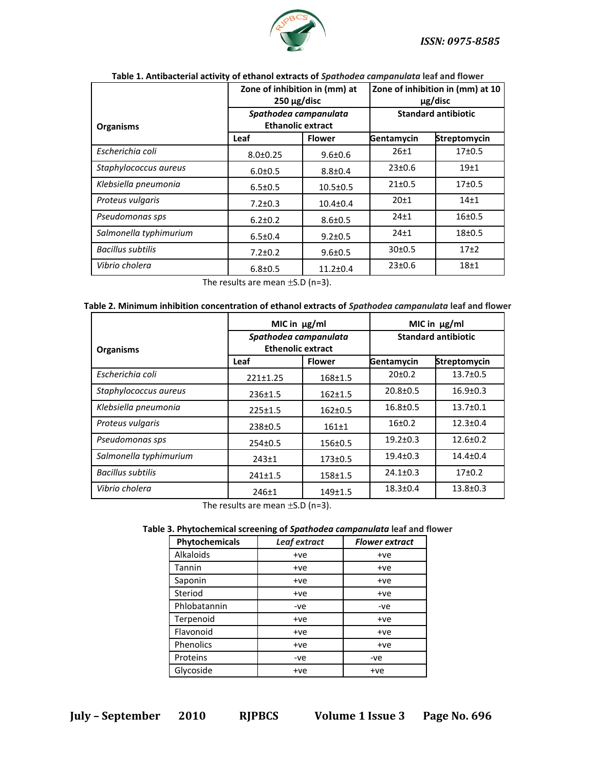**Table 1. Antibacterial activity of ethanol extracts of *Spathodea campanulata* leaf and flower**

| Organisms | Zone of inhibition in (mm) at 250 µg/disc | | Zone of inhibition in (mm) at 10 µg/disc | |
|---|---|---|---|---|
| | *Spathodea campanulata* Ethanolic extract | | Standard antibiotic | |
| | Leaf | Flower | Gentamycin | Streptomycin |
| *Escherichia coli* | 8.0±0.25 | 9.6±0.6 | 26±1 | 17±0.5 |
| *Staphylococcus aureus* | 6.0±0.5 | 8.8±0.4 | 23±0.6 | 19±1 |
| *Klebsiella pneumonia* | 6.5±0.5 | 10.5±0.5 | 21±0.5 | 17±0.5 |
| *Proteus vulgaris* | 7.2±0.3 | 10.4±0.4 | 20±1 | 14±1 |
| *Pseudomonas sps* | 6.2±0.2 | 8.6±0.5 | 24±1 | 16±0.5 |
| *Salmonella typhimurium* | 6.5±0.4 | 9.2±0.5 | 24±1 | 18±0.5 |
| *Bacillus subtilis* | 7.2±0.2 | 9.6±0.5 | 30±0.5 | 17±2 |
| *Vibrio cholera* | 6.8±0.5 | 11.2±0.4 | 23±0.6 | 18±1 |

The results are mean ±S.D (n=3).

**Table 2. Minimum inhibition concentration of ethanol extracts of *Spathodea campanulata* leaf and flower**

| Organisms | MIC in µg/ml | | MIC in µg/ml | |
|---|---|---|---|---|
| | *Spathodea campanulata* Ethenolic extract | | Standard antibiotic | |
| | Leaf | Flower | Gentamycin | Streptomycin |
| *Escherichia coli* | 221±1.25 | 168±1.5 | 20±0.2 | 13.7±0.5 |
| *Staphylococcus aureus* | 236±1.5 | 162±1.5 | 20.8±0.5 | 16.9±0.3 |
| *Klebsiella pneumonia* | 225±1.5 | 162±0.5 | 16.8±0.5 | 13.7±0.1 |
| *Proteus vulgaris* | 238±0.5 | 161±1 | 16±0.2 | 12.3±0.4 |
| *Pseudomonas sps* | 254±0.5 | 156±0.5 | 19.2±0.3 | 12.6±0.2 |
| *Salmonella typhimurium* | 243±1 | 173±0.5 | 19.4±0.3 | 14.4±0.4 |
| *Bacillus subtilis* | 241±1.5 | 158±1.5 | 24.1±0.3 | 17±0.2 |
| *Vibrio cholera* | 246±1 | 149±1.5 | 18.3±0.4 | 13.8±0.3 |

The results are mean ±S.D (n=3).

**Table 3. Phytochemical screening of *Spathodea campanulata* leaf and flower**

| Phytochemicals | *Leaf extract* | *Flower extract* |
|---|---|---|
| Alkaloids | +ve | +ve |
| Tannin | +ve | +ve |
| Saponin | +ve | +ve |
| Steriod | +ve | +ve |
| Phlobatannin | -ve | -ve |
| Terpenoid | +ve | +ve |
| Flavonoid | +ve | +ve |
| Phenolics | +ve | +ve |
| Proteins | -ve | -ve |
| Glycoside | +ve | +ve |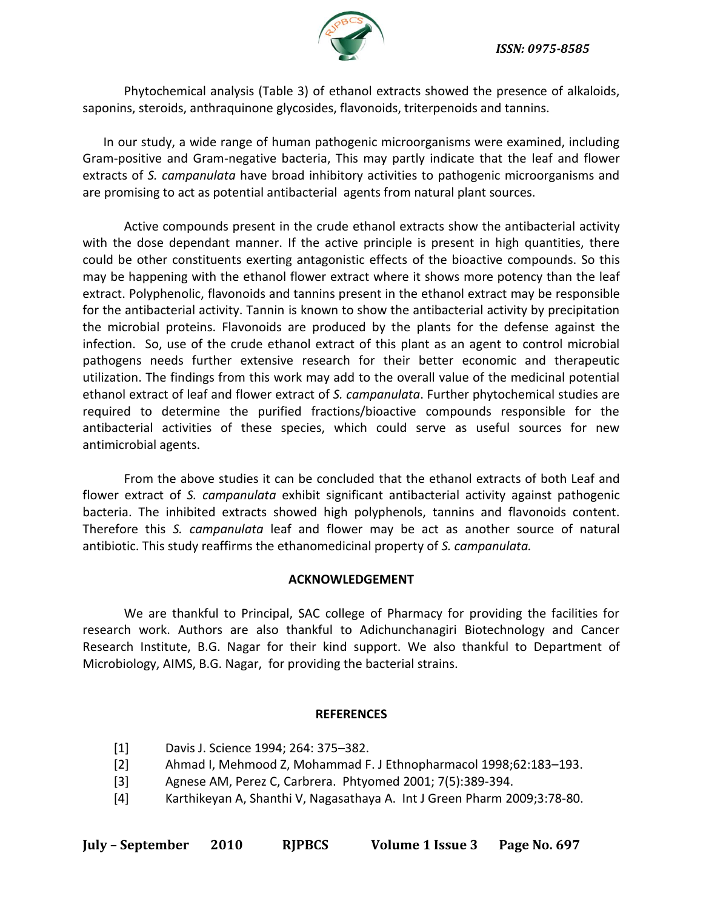Phytochemical analysis (Table 3) of ethanol extracts showed the presence of alkaloids, saponins, steroids, anthraquinone glycosides, flavonoids, triterpenoids and tannins.

In our study, a wide range of human pathogenic microorganisms were examined, including Gram-positive and Gram-negative bacteria, This may partly indicate that the leaf and flower extracts of *S. campanulata* have broad inhibitory activities to pathogenic microorganisms and are promising to act as potential antibacterial agents from natural plant sources.

Active compounds present in the crude ethanol extracts show the antibacterial activity with the dose dependant manner. If the active principle is present in high quantities, there could be other constituents exerting antagonistic effects of the bioactive compounds. So this may be happening with the ethanol flower extract where it shows more potency than the leaf extract. Polyphenolic, flavonoids and tannins present in the ethanol extract may be responsible for the antibacterial activity. Tannin is known to show the antibacterial activity by precipitation the microbial proteins. Flavonoids are produced by the plants for the defense against the infection. So, use of the crude ethanol extract of this plant as an agent to control microbial pathogens needs further extensive research for their better economic and therapeutic utilization. The findings from this work may add to the overall value of the medicinal potential ethanol extract of leaf and flower extract of *S. campanulata*. Further phytochemical studies are required to determine the purified fractions/bioactive compounds responsible for the antibacterial activities of these species, which could serve as useful sources for new antimicrobial agents.

From the above studies it can be concluded that the ethanol extracts of both Leaf and flower extract of *S. campanulata* exhibit significant antibacterial activity against pathogenic bacteria. The inhibited extracts showed high polyphenols, tannins and flavonoids content. Therefore this *S. campanulata* leaf and flower may be act as another source of natural antibiotic. This study reaffirms the ethanomedicinal property of *S. campanulata.*

## ACKNOWLEDGEMENT

We are thankful to Principal, SAC college of Pharmacy for providing the facilities for research work. Authors are also thankful to Adichunchanagiri Biotechnology and Cancer Research Institute, B.G. Nagar for their kind support. We also thankful to Department of Microbiology, AIMS, B.G. Nagar, for providing the bacterial strains.

## REFERENCES

[1] Davis J. Science 1994; 264: 375–382.
[2] Ahmad I, Mehmood Z, Mohammad F. J Ethnopharmacol 1998;62:183–193.
[3] Agnese AM, Perez C, Carbrera. Phtyomed 2001; 7(5):389-394.
[4] Karthikeyan A, Shanthi V, Nagasathaya A. Int J Green Pharm 2009;3:78-80.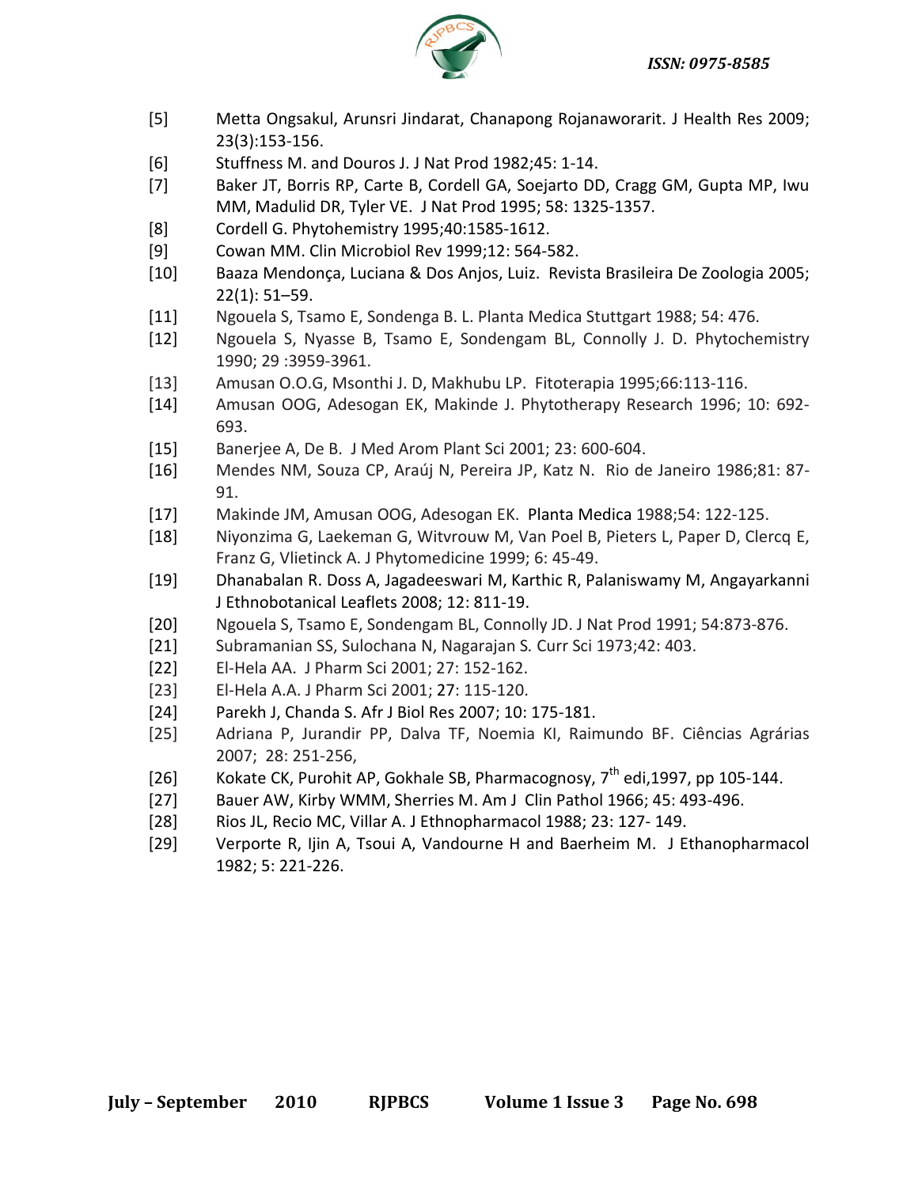[5] Metta Ongsakul, Arunsri Jindarat, Chanapong Rojanaworarit. J Health Res 2009; 23(3):153-156.

[6] Stuffness M. and Douros J. J Nat Prod 1982;45: 1-14.

[7] Baker JT, Borris RP, Carte B, Cordell GA, Soejarto DD, Cragg GM, Gupta MP, Iwu MM, Madulid DR, Tyler VE. J Nat Prod 1995; 58: 1325-1357.

[8] Cordell G. Phytohemistry 1995;40:1585-1612.

[9] Cowan MM. Clin Microbiol Rev 1999;12: 564-582.

[10] Baaza Mendonça, Luciana & Dos Anjos, Luiz. Revista Brasileira De Zoologia 2005; 22(1): 51–59.

[11] Ngouela S, Tsamo E, Sondenga B. L. Planta Medica Stuttgart 1988; 54: 476.

[12] Ngouela S, Nyasse B, Tsamo E, Sondengam BL, Connolly J. D. Phytochemistry 1990; 29 :3959-3961.

[13] Amusan O.O.G, Msonthi J. D, Makhubu LP. Fitoterapia 1995;66:113-116.

[14] Amusan OOG, Adesogan EK, Makinde J. Phytotherapy Research 1996; 10: 692-693.

[15] Banerjee A, De B. J Med Arom Plant Sci 2001; 23: 600-604.

[16] Mendes NM, Souza CP, Araúj N, Pereira JP, Katz N. Rio de Janeiro 1986;81: 87-91.

[17] Makinde JM, Amusan OOG, Adesogan EK. Planta Medica 1988;54: 122-125.

[18] Niyonzima G, Laekeman G, Witvrouw M, Van Poel B, Pieters L, Paper D, Clercq E, Franz G, Vlietinck A. J Phytomedicine 1999; 6: 45-49.

[19] Dhanabalan R. Doss A, Jagadeeswari M, Karthic R, Palaniswamy M, Angayarkanni J Ethnobotanical Leaflets 2008; 12: 811-19.

[20] Ngouela S, Tsamo E, Sondengam BL, Connolly JD. J Nat Prod 1991; 54:873-876.

[21] Subramanian SS, Sulochana N, Nagarajan S. Curr Sci 1973;42: 403.

[22] El-Hela AA. J Pharm Sci 2001; 27: 152-162.

[23] El-Hela A.A. J Pharm Sci 2001; 27: 115-120.

[24] Parekh J, Chanda S. Afr J Biol Res 2007; 10: 175-181.

[25] Adriana P, Jurandir PP, Dalva TF, Noemia KI, Raimundo BF. Ciências Agrárias 2007; 28: 251-256,

[26] Kokate CK, Purohit AP, Gokhale SB, Pharmacognosy, 7th edi,1997, pp 105-144.

[27] Bauer AW, Kirby WMM, Sherries M. Am J Clin Pathol 1966; 45: 493-496.

[28] Rios JL, Recio MC, Villar A. J Ethnopharmacol 1988; 23: 127- 149.

[29] Verporte R, Ijin A, Tsoui A, Vandourne H and Baerheim M. J Ethanopharmacol 1982; 5: 221-226.